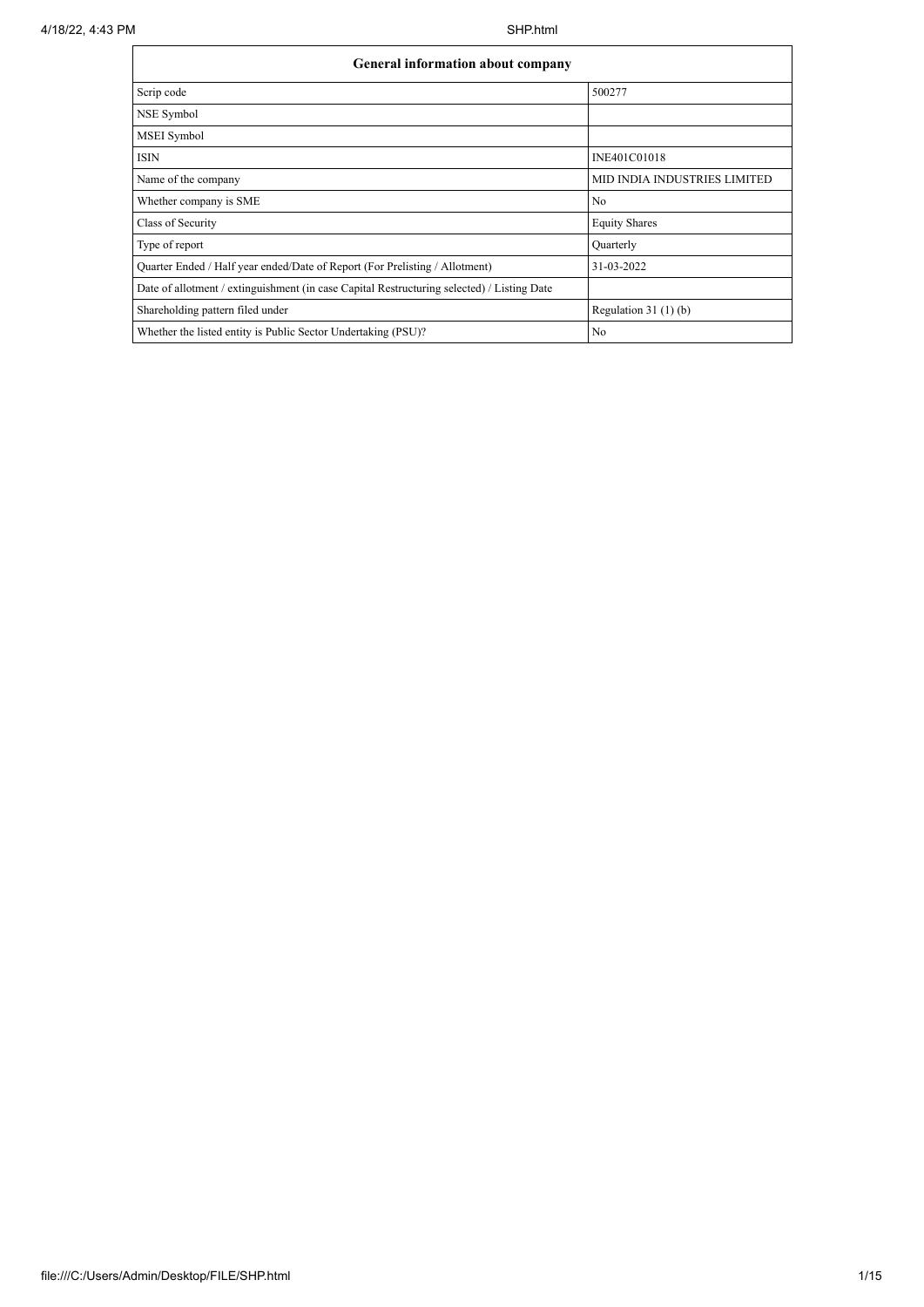| General information about company | |
|---|---|
| Scrip code | 500277 |
| NSE Symbol | |
| MSEI Symbol | |
| ISIN | INE401C01018 |
| Name of the company | MID INDIA INDUSTRIES LIMITED |
| Whether company is SME | No |
| Class of Security | Equity Shares |
| Type of report | Quarterly |
| Quarter Ended / Half year ended/Date of Report (For Prelisting / Allotment) | 31-03-2022 |
| Date of allotment / extinguishment (in case Capital Restructuring selected) / Listing Date | |
| Shareholding pattern filed under | Regulation 31 (1) (b) |
| Whether the listed entity is Public Sector Undertaking (PSU)? | No |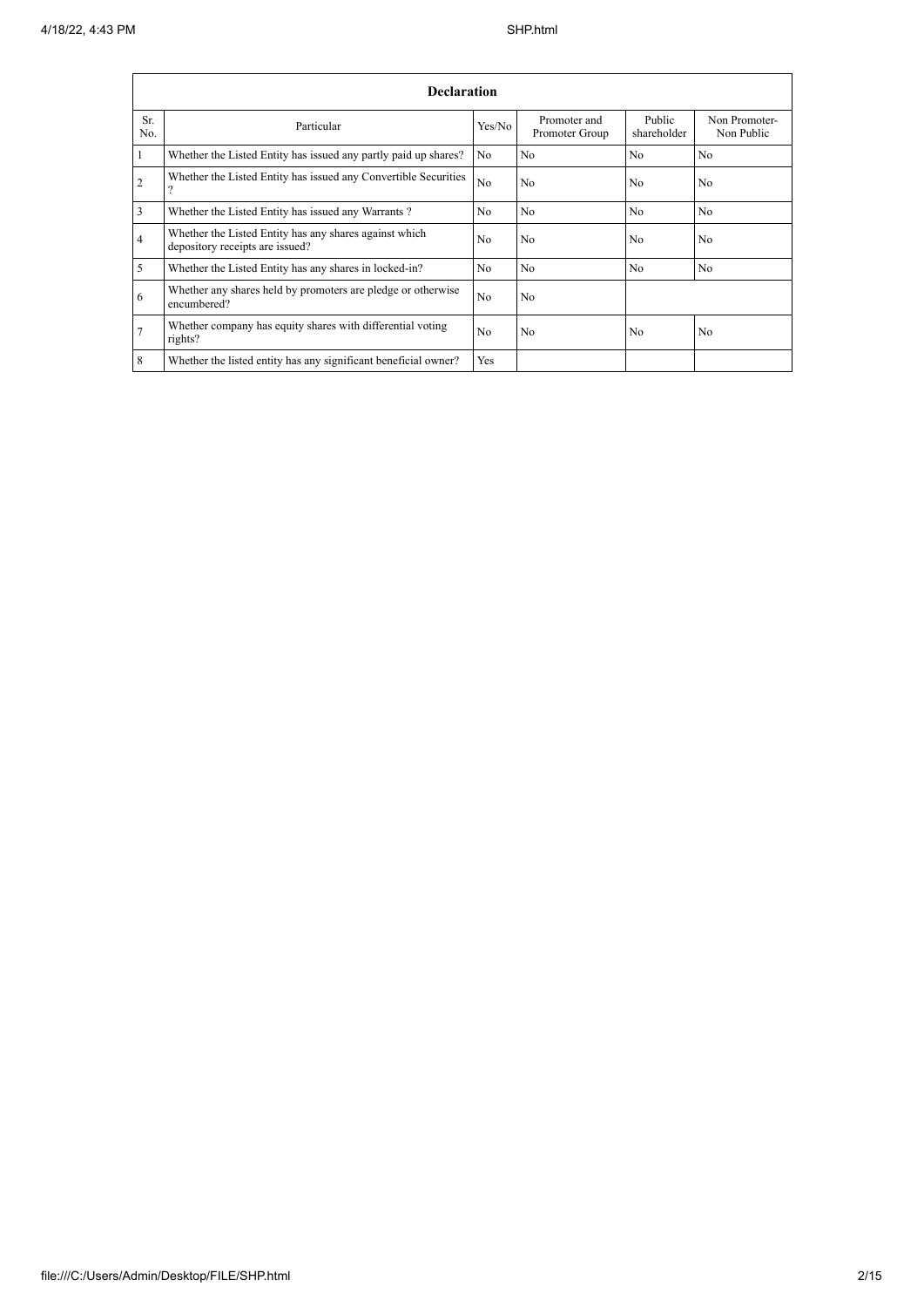| Declaration | | | | | |
|---|---|---|---|---|---|
| Sr. No. | Particular | Yes/No | Promoter and Promoter Group | Public shareholder | Non Promoter- Non Public |
| 1 | Whether the Listed Entity has issued any partly paid up shares? | No | No | No | No |
| 2 | Whether the Listed Entity has issued any Convertible Securities ? | No | No | No | No |
| 3 | Whether the Listed Entity has issued any Warrants ? | No | No | No | No |
| 4 | Whether the Listed Entity has any shares against which depository receipts are issued? | No | No | No | No |
| 5 | Whether the Listed Entity has any shares in locked-in? | No | No | No | No |
| 6 | Whether any shares held by promoters are pledge or otherwise encumbered? | No | No | | |
| 7 | Whether company has equity shares with differential voting rights? | No | No | No | No |
| 8 | Whether the listed entity has any significant beneficial owner? | Yes | | | |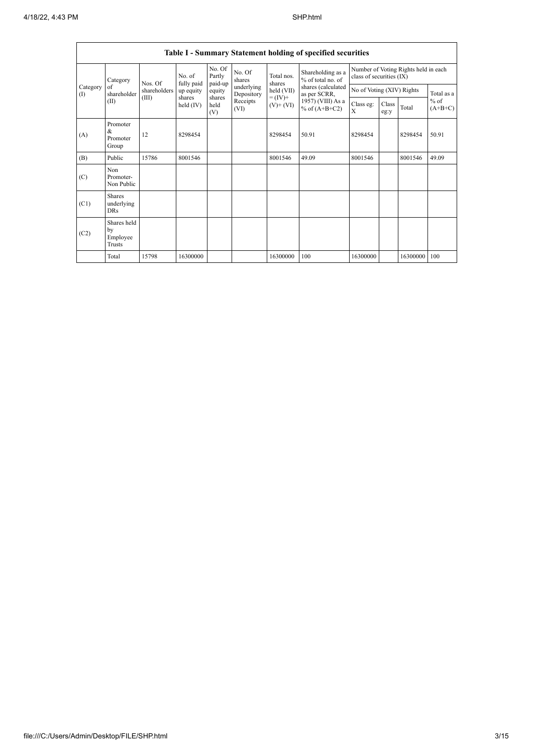## Table I - Summary Statement holding of specified securities

| Category (I) | Category of shareholder (II) | Nos. Of shareholders (III) | No. of fully paid up equity shares held (IV) | No. Of Partly paid-up equity shares held (V) | No. Of shares underlying Depository Receipts (VI) | Total nos. shares held (VII) = (IV)+ (V)+ (VI) | Shareholding as a % of total no. of shares (calculated as per SCRR, 1957) (VIII) As a % of (A+B+C2) | Number of Voting Rights held in each class of securities (IX) | | | |
|---|---|---|---|---|---|---|---|---|---|---|---|
| | | | | | | | | No of Voting (XIV) Rights | | | Total as a % of (A+B+C) |
| | | | | | | | | Class eg: X | Class eg:y | Total | |
| (A) | Promoter & Promoter Group | 12 | 8298454 | | | 8298454 | 50.91 | 8298454 | | 8298454 | 50.91 |
| (B) | Public | 15786 | 8001546 | | | 8001546 | 49.09 | 8001546 | | 8001546 | 49.09 |
| (C) | Non Promoter- Non Public | | | | | | | | | | |
| (C1) | Shares underlying DRs | | | | | | | | | | |
| (C2) | Shares held by Employee Trusts | | | | | | | | | | |
| | Total | 15798 | 16300000 | | | 16300000 | 100 | 16300000 | | 16300000 | 100 |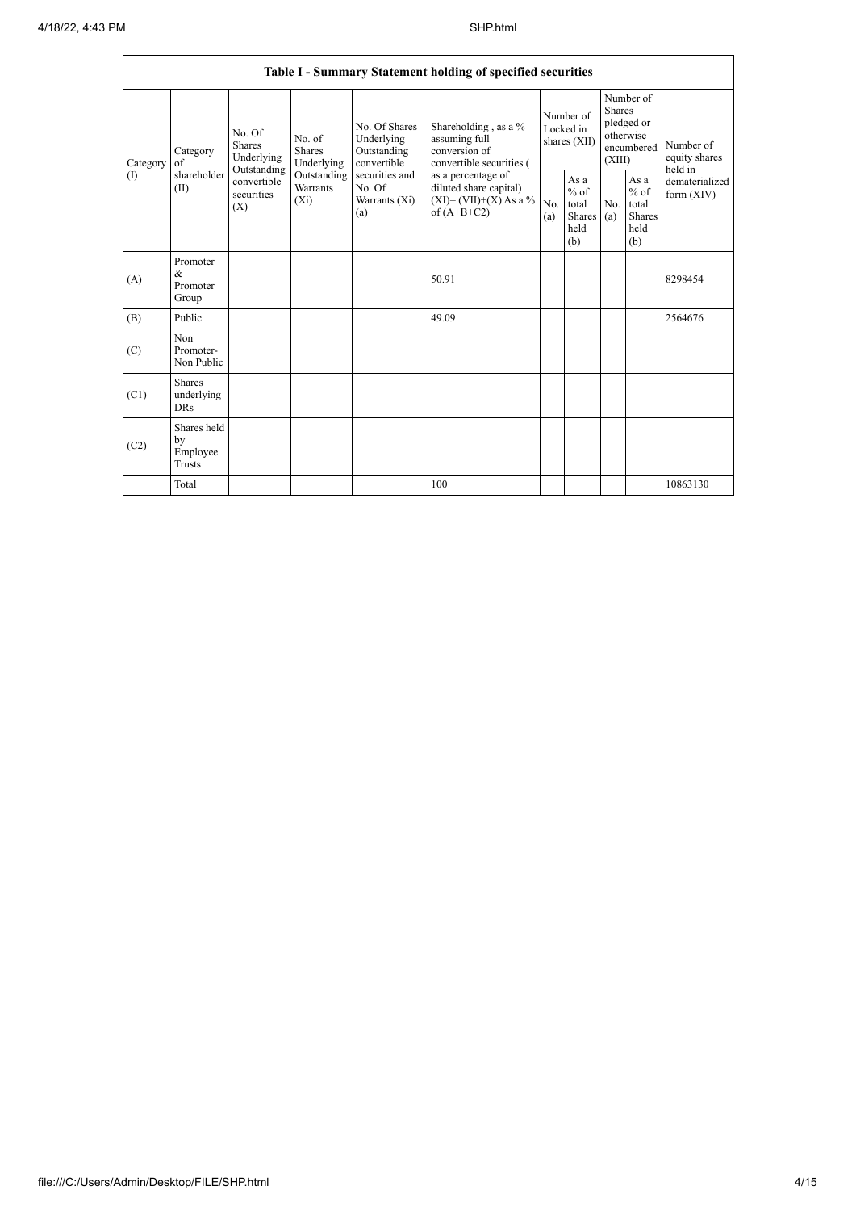| Table I - Summary Statement holding of specified securities | | | | | | | | | | | |
|---|---|---|---|---|---|---|---|---|---|---|---|
| Category (I) | Category of shareholder (II) | No. Of Shares Underlying Outstanding convertible securities (X) | No. of Shares Underlying Outstanding Warrants (Xi) | No. Of Shares Underlying Outstanding convertible securities and No. Of Warrants (Xi) (a) | Shareholding , as a % assuming full conversion of convertible securities ( as a percentage of diluted share capital) (XI)= (VII)+(X) As a % of (A+B+C2) | Number of Locked in shares (XII) | | Number of Shares pledged or otherwise encumbered (XIII) | | Number of equity shares held in dematerialized form (XIV) |
| | | | | | | No. (a) | As a % of total Shares held (b) | No. (a) | As a % of total Shares held (b) | |
| (A) | Promoter & Promoter Group | | | | 50.91 | | | | | 8298454 |
| (B) | Public | | | | 49.09 | | | | | 2564676 |
| (C) | Non Promoter- Non Public | | | | | | | | | |
| (C1) | Shares underlying DRs | | | | | | | | | |
| (C2) | Shares held by Employee Trusts | | | | | | | | | |
| | Total | | | | 100 | | | | | 10863130 |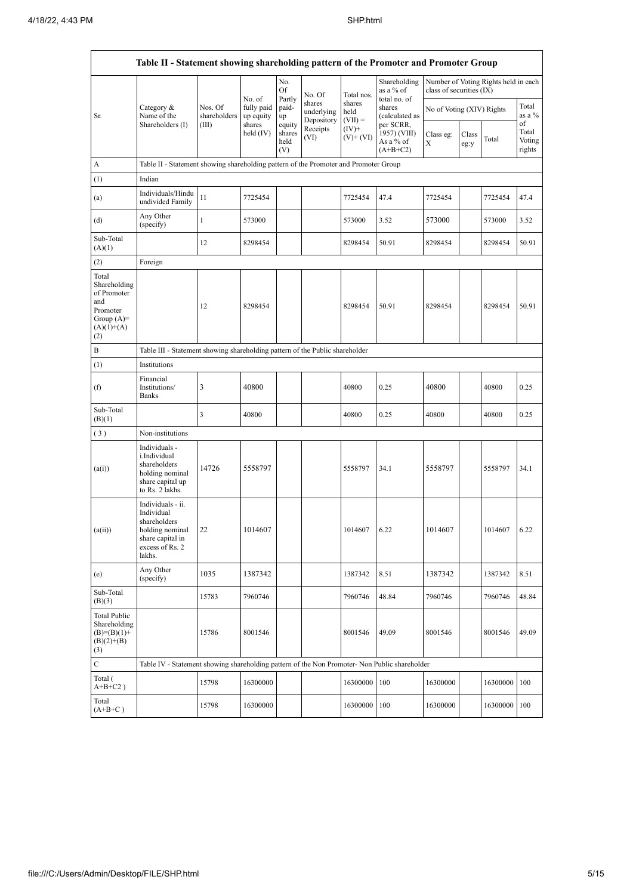| Table II - Statement showing shareholding pattern of the Promoter and Promoter Group | | | | | | | | | | | |
|---|---|---|---|---|---|---|---|---|---|---|---|
| Sr. | Category & Name of the Shareholders (I) | Nos. Of shareholders (III) | No. of fully paid up equity shares held (IV) | No. Of Partly paid-up equity shares held (V) | No. Of shares underlying Depository Receipts (VI) | Total nos. shares held (VII) = (IV)+ (V)+ (VI) | Shareholding as a % of total no. of shares (calculated as per SCRR, 1957) (VIII) As a % of (A+B+C2) | Number of Voting Rights held in each class of securities (IX) | | | |
| | | | | | | | | No of Voting (XIV) Rights | | | Total as a % of Total Voting rights |
| | | | | | | | | Class eg: X | Class eg:y | Total | |
| A | Table II - Statement showing shareholding pattern of the Promoter and Promoter Group | | | | | | | | | | |
| (1) | Indian | | | | | | | | | | |
| (a) | Individuals/Hindu undivided Family | 11 | 7725454 | | | 7725454 | 47.4 | 7725454 | | 7725454 | 47.4 |
| (d) | Any Other (specify) | 1 | 573000 | | | 573000 | 3.52 | 573000 | | 573000 | 3.52 |
| Sub-Total (A)(1) | | 12 | 8298454 | | | 8298454 | 50.91 | 8298454 | | 8298454 | 50.91 |
| (2) | Foreign | | | | | | | | | | |
| Total Shareholding of Promoter and Promoter Group (A)= (A)(1)+(A)(2) | | 12 | 8298454 | | | 8298454 | 50.91 | 8298454 | | 8298454 | 50.91 |
| B | Table III - Statement showing shareholding pattern of the Public shareholder | | | | | | | | | | |
| (1) | Institutions | | | | | | | | | | |
| (f) | Financial Institutions/ Banks | 3 | 40800 | | | 40800 | 0.25 | 40800 | | 40800 | 0.25 |
| Sub-Total (B)(1) | | 3 | 40800 | | | 40800 | 0.25 | 40800 | | 40800 | 0.25 |
| (3) | Non-institutions | | | | | | | | | | |
| (a(i)) | Individuals - i.Individual shareholders holding nominal share capital up to Rs. 2 lakhs. | 14726 | 5558797 | | | 5558797 | 34.1 | 5558797 | | 5558797 | 34.1 |
| (a(ii)) | Individuals - ii. Individual shareholders holding nominal share capital in excess of Rs. 2 lakhs. | 22 | 1014607 | | | 1014607 | 6.22 | 1014607 | | 1014607 | 6.22 |
| (e) | Any Other (specify) | 1035 | 1387342 | | | 1387342 | 8.51 | 1387342 | | 1387342 | 8.51 |
| Sub-Total (B)(3) | | 15783 | 7960746 | | | 7960746 | 48.84 | 7960746 | | 7960746 | 48.84 |
| Total Public Shareholding (B)=(B)(1)+(B)(2)+(B)(3) | | 15786 | 8001546 | | | 8001546 | 49.09 | 8001546 | | 8001546 | 49.09 |
| C | Table IV - Statement showing shareholding pattern of the Non Promoter- Non Public shareholder | | | | | | | | | | |
| Total ( A+B+C2 ) | | 15798 | 16300000 | | | 16300000 | 100 | 16300000 | | 16300000 | 100 |
| Total (A+B+C ) | | 15798 | 16300000 | | | 16300000 | 100 | 16300000 | | 16300000 | 100 |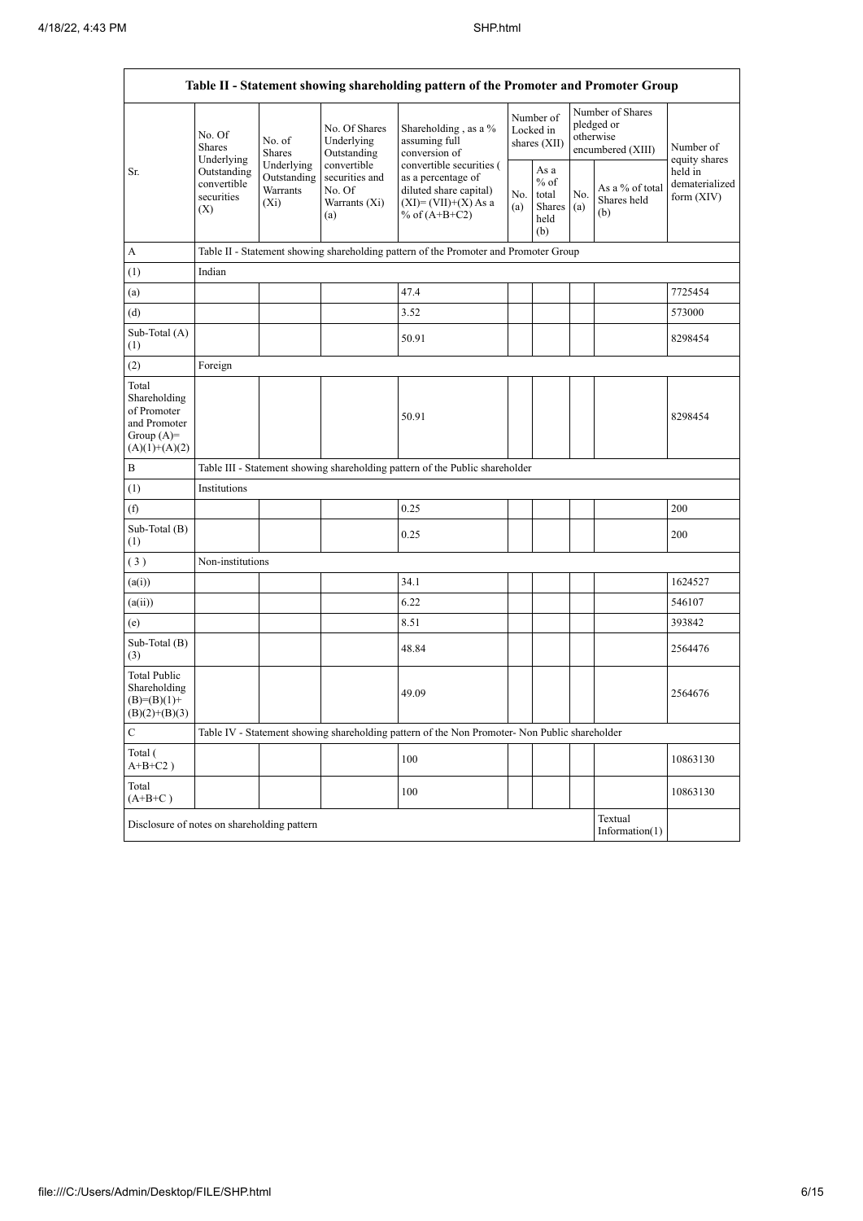| Table II - Statement showing shareholding pattern of the Promoter and Promoter Group | | | | | | | | | |
|---|---|---|---|---|---|---|---|---|---|
| Sr. | No. Of Shares Underlying Outstanding convertible securities (X) | No. of Shares Underlying Outstanding Warrants (Xi) | No. Of Shares Underlying Outstanding convertible securities and No. Of Warrants (Xi) (a) | Shareholding , as a % assuming full conversion of convertible securities ( as a percentage of diluted share capital) (XI)= (VII)+(X) As a % of (A+B+C2) | Number of Locked in shares (XII) | | Number of Shares pledged or otherwise encumbered (XIII) | | Number of equity shares held in dematerialized form (XIV) |
| | | | | | No. (a) | As a % of total Shares held (b) | No. (a) | As a % of total Shares held (b) | |
| A | Table II - Statement showing shareholding pattern of the Promoter and Promoter Group | | | | | | | | |
| (1) | Indian | | | | | | | | |
| (a) | | | | 47.4 | | | | | 7725454 |
| (d) | | | | 3.52 | | | | | 573000 |
| Sub-Total (A) (1) | | | | 50.91 | | | | | 8298454 |
| (2) | Foreign | | | | | | | | |
| Total Shareholding of Promoter and Promoter Group (A)= (A)(1)+(A)(2) | | | | 50.91 | | | | | 8298454 |
| B | Table III - Statement showing shareholding pattern of the Public shareholder | | | | | | | | |
| (1) | Institutions | | | | | | | | |
| (f) | | | | 0.25 | | | | | 200 |
| Sub-Total (B) (1) | | | | 0.25 | | | | | 200 |
| ( 3 ) | Non-institutions | | | | | | | | |
| (a(i)) | | | | 34.1 | | | | | 1624527 |
| (a(ii)) | | | | 6.22 | | | | | 546107 |
| (e) | | | | 8.51 | | | | | 393842 |
| Sub-Total (B) (3) | | | | 48.84 | | | | | 2564476 |
| Total Public Shareholding (B)=(B)(1)+(B)(2)+(B)(3) | | | | 49.09 | | | | | 2564676 |
| C | Table IV - Statement showing shareholding pattern of the Non Promoter- Non Public shareholder | | | | | | | | |
| Total ( A+B+C2 ) | | | | 100 | | | | | 10863130 |
| Total (A+B+C ) | | | | 100 | | | | | 10863130 |
| Disclosure of notes on shareholding pattern | | | | | | | | Textual Information(1) | |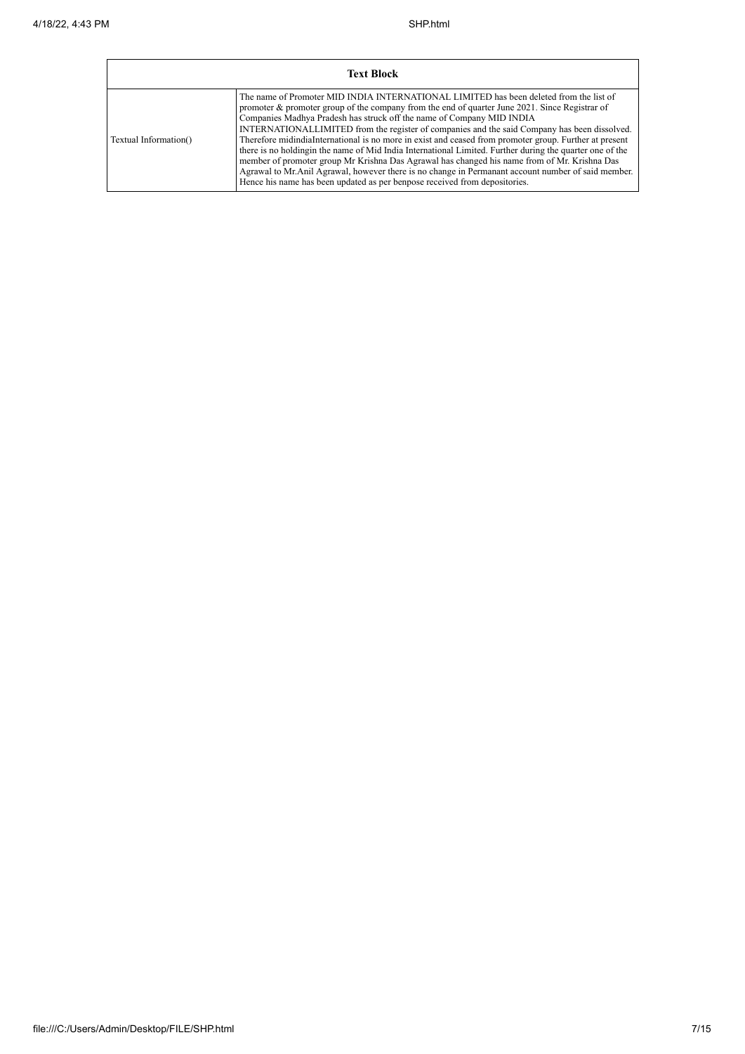| Text Block | |
|---|---|
| Textual Information() | The name of Promoter MID INDIA INTERNATIONAL LIMITED has been deleted from the list of promoter & promoter group of the company from the end of quarter June 2021. Since Registrar of Companies Madhya Pradesh has struck off the name of Company MID INDIA INTERNATIONALLIMITED from the register of companies and the said Company has been dissolved. Therefore midindiaInternational is no more in exist and ceased from promoter group. Further at present there is no holdingin the name of Mid India International Limited. Further during the quarter one of the member of promoter group Mr Krishna Das Agrawal has changed his name from of Mr. Krishna Das Agrawal to Mr.Anil Agrawal, however there is no change in Permanant account number of said member. Hence his name has been updated as per benpose received from depositories. |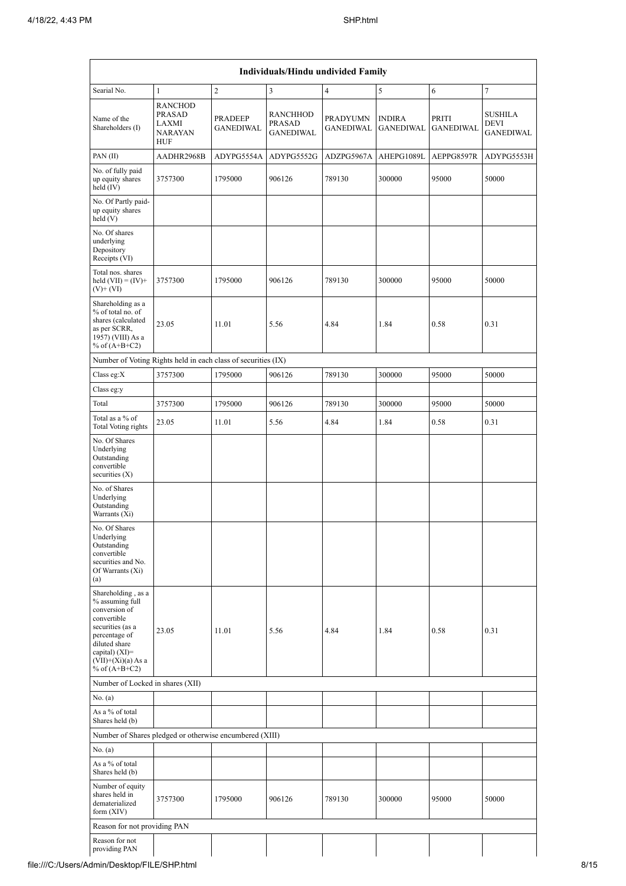| Individuals/Hindu undivided Family | | | | | | | |
|---|---|---|---|---|---|---|---|
| Searial No. | 1 | 2 | 3 | 4 | 5 | 6 | 7 |
| Name of the Shareholders (I) | RANCHOD PRASAD LAXMI NARAYAN HUF | PRADEEP GANEDIWAL | RANCHHOD PRASAD GANEDIWAL | PRADYUMN GANEDIWAL | INDIRA GANEDIWAL | PRITI GANEDIWAL | SUSHILA DEVI GANEDIWAL |
| PAN (II) | AADHR2968B | ADYPG5554A | ADYPG5552G | ADZPG5967A | AHEPG1089L | AEPPG8597R | ADYPG5553H |
| No. of fully paid up equity shares held (IV) | 3757300 | 1795000 | 906126 | 789130 | 300000 | 95000 | 50000 |
| No. Of Partly paid-up equity shares held (V) | | | | | | | |
| No. Of shares underlying Depository Receipts (VI) | | | | | | | |
| Total nos. shares held (VII) = (IV)+(V)+ (VI) | 3757300 | 1795000 | 906126 | 789130 | 300000 | 95000 | 50000 |
| Shareholding as a % of total no. of shares (calculated as per SCRR, 1957) (VIII) As a % of (A+B+C2) | 23.05 | 11.01 | 5.56 | 4.84 | 1.84 | 0.58 | 0.31 |
| Number of Voting Rights held in each class of securities (IX) | | | | | | | |
| Class eg:X | 3757300 | 1795000 | 906126 | 789130 | 300000 | 95000 | 50000 |
| Class eg:y | | | | | | | |
| Total | 3757300 | 1795000 | 906126 | 789130 | 300000 | 95000 | 50000 |
| Total as a % of Total Voting rights | 23.05 | 11.01 | 5.56 | 4.84 | 1.84 | 0.58 | 0.31 |
| No. Of Shares Underlying Outstanding convertible securities (X) | | | | | | | |
| No. of Shares Underlying Outstanding Warrants (Xi) | | | | | | | |
| No. Of Shares Underlying Outstanding convertible securities and No. Of Warrants (Xi) (a) | | | | | | | |
| Shareholding , as a % assuming full conversion of convertible securities (as a percentage of diluted share capital) (XI)= (VII)+(Xi)(a) As a % of (A+B+C2) | 23.05 | 11.01 | 5.56 | 4.84 | 1.84 | 0.58 | 0.31 |
| Number of Locked in shares (XII) | | | | | | | |
| No. (a) | | | | | | | |
| As a % of total Shares held (b) | | | | | | | |
| Number of Shares pledged or otherwise encumbered (XIII) | | | | | | | |
| No. (a) | | | | | | | |
| As a % of total Shares held (b) | | | | | | | |
| Number of equity shares held in dematerialized form (XIV) | 3757300 | 1795000 | 906126 | 789130 | 300000 | 95000 | 50000 |
| Reason for not providing PAN | | | | | | | |
| Reason for not providing PAN | | | | | | | |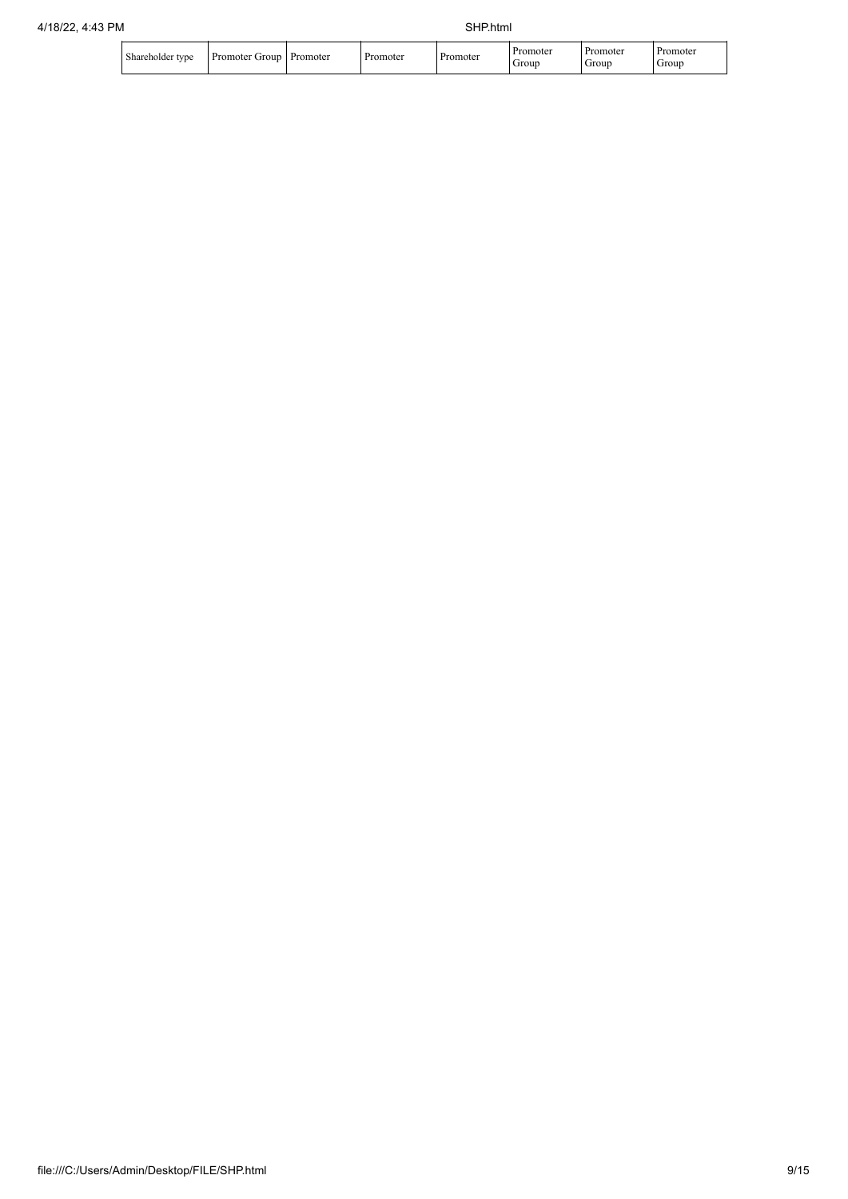| Shareholder type | Promoter Group | Promoter | Promoter | Promoter | Promoter Group | Promoter Group | Promoter Group |
|---|---|---|---|---|---|---|---|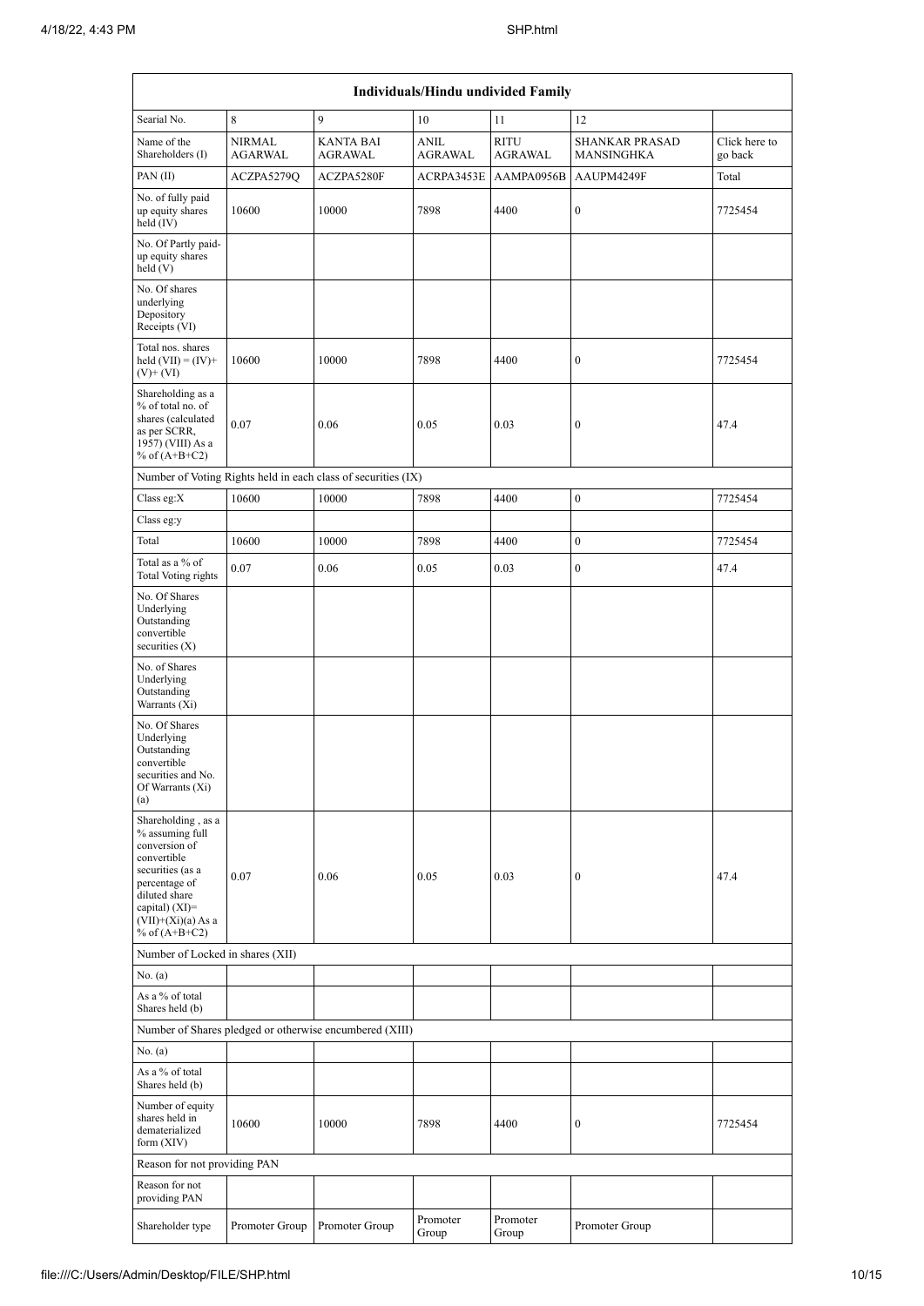| Individuals/Hindu undivided Family | | | | | | |
|---|---|---|---|---|---|---|
| Searial No. | 8 | 9 | 10 | 11 | 12 | |
| Name of the Shareholders (I) | NIRMAL AGARWAL | KANTA BAI AGRAWAL | ANIL AGRAWAL | RITU AGRAWAL | SHANKAR PRASAD MANSINGHKA | Click here to go back |
| PAN (II) | ACZPA5279Q | ACZPA5280F | ACRPA3453E | AAMPA0956B | AAUPM4249F | Total |
| No. of fully paid up equity shares held (IV) | 10600 | 10000 | 7898 | 4400 | 0 | 7725454 |
| No. Of Partly paid-up equity shares held (V) | | | | | | |
| No. Of shares underlying Depository Receipts (VI) | | | | | | |
| Total nos. shares held (VII) = (IV)+(V)+ (VI) | 10600 | 10000 | 7898 | 4400 | 0 | 7725454 |
| Shareholding as a % of total no. of shares (calculated as per SCRR, 1957) (VIII) As a % of (A+B+C2) | 0.07 | 0.06 | 0.05 | 0.03 | 0 | 47.4 |
| Number of Voting Rights held in each class of securities (IX) | | | | | | |
| Class eg:X | 10600 | 10000 | 7898 | 4400 | 0 | 7725454 |
| Class eg:y | | | | | | |
| Total | 10600 | 10000 | 7898 | 4400 | 0 | 7725454 |
| Total as a % of Total Voting rights | 0.07 | 0.06 | 0.05 | 0.03 | 0 | 47.4 |
| No. Of Shares Underlying Outstanding convertible securities (X) | | | | | | |
| No. of Shares Underlying Outstanding Warrants (Xi) | | | | | | |
| No. Of Shares Underlying Outstanding convertible securities and No. Of Warrants (Xi) (a) | | | | | | |
| Shareholding , as a % assuming full conversion of convertible securities (as a percentage of diluted share capital) (XI)= (VII)+(Xi)(a) As a % of (A+B+C2) | 0.07 | 0.06 | 0.05 | 0.03 | 0 | 47.4 |
| Number of Locked in shares (XII) | | | | | | |
| No. (a) | | | | | | |
| As a % of total Shares held (b) | | | | | | |
| Number of Shares pledged or otherwise encumbered (XIII) | | | | | | |
| No. (a) | | | | | | |
| As a % of total Shares held (b) | | | | | | |
| Number of equity shares held in dematerialized form (XIV) | 10600 | 10000 | 7898 | 4400 | 0 | 7725454 |
| Reason for not providing PAN | | | | | | |
| Reason for not providing PAN | | | | | | |
| Shareholder type | Promoter Group | Promoter Group | Promoter Group | Promoter Group | Promoter Group | |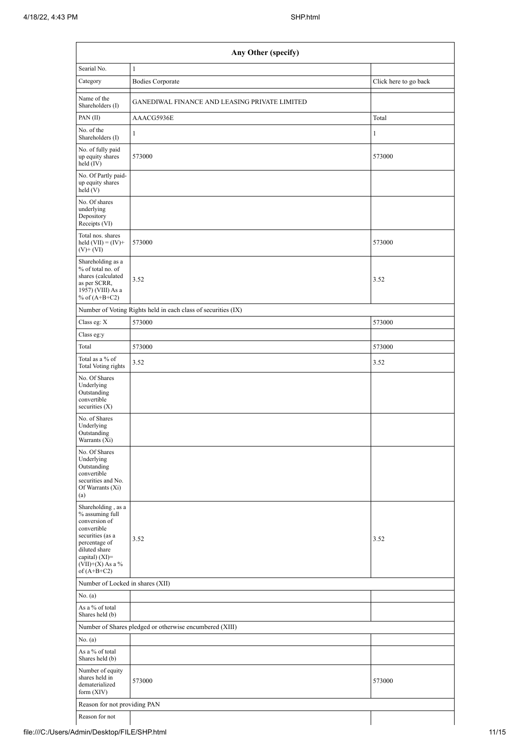| Any Other (specify) | | |
|---|---|---|
| Searial No. | 1 | |
| Category | Bodies Corporate | Click here to go back |
| Name of the Shareholders (I) | GANEDIWAL FINANCE AND LEASING PRIVATE LIMITED | |
| PAN (II) | AAACG5936E | Total |
| No. of the Shareholders (I) | 1 | 1 |
| No. of fully paid up equity shares held (IV) | 573000 | 573000 |
| No. Of Partly paid-up equity shares held (V) | | |
| No. Of shares underlying Depository Receipts (VI) | | |
| Total nos. shares held (VII) = (IV)+ (V)+ (VI) | 573000 | 573000 |
| Shareholding as a % of total no. of shares (calculated as per SCRR, 1957) (VIII) As a % of (A+B+C2) | 3.52 | 3.52 |
| Number of Voting Rights held in each class of securities (IX) | | |
| Class eg: X | 573000 | 573000 |
| Class eg:y | | |
| Total | 573000 | 573000 |
| Total as a % of Total Voting rights | 3.52 | 3.52 |
| No. Of Shares Underlying Outstanding convertible securities (X) | | |
| No. of Shares Underlying Outstanding Warrants (Xi) | | |
| No. Of Shares Underlying Outstanding convertible securities and No. Of Warrants (Xi) (a) | | |
| Shareholding , as a % assuming full conversion of convertible securities (as a percentage of diluted share capital) (XI)= (VII)+(X) As a % of (A+B+C2) | 3.52 | 3.52 |
| Number of Locked in shares (XII) | | |
| No. (a) | | |
| As a % of total Shares held (b) | | |
| Number of Shares pledged or otherwise encumbered (XIII) | | |
| No. (a) | | |
| As a % of total Shares held (b) | | |
| Number of equity shares held in dematerialized form (XIV) | 573000 | 573000 |
| Reason for not providing PAN | | |
| Reason for not | | |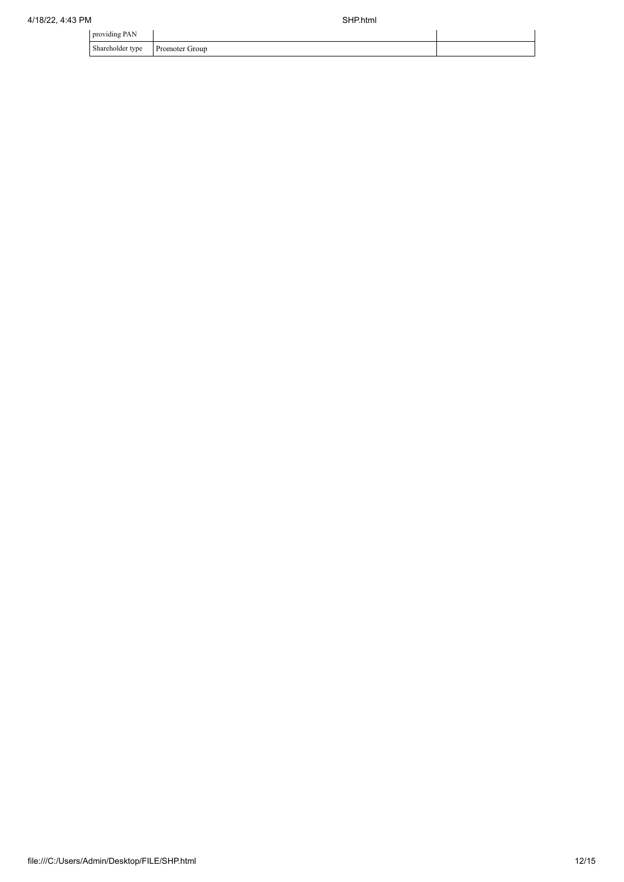| | | |
|---|---|---|
| providing PAN | | |
| Shareholder type | Promoter Group | |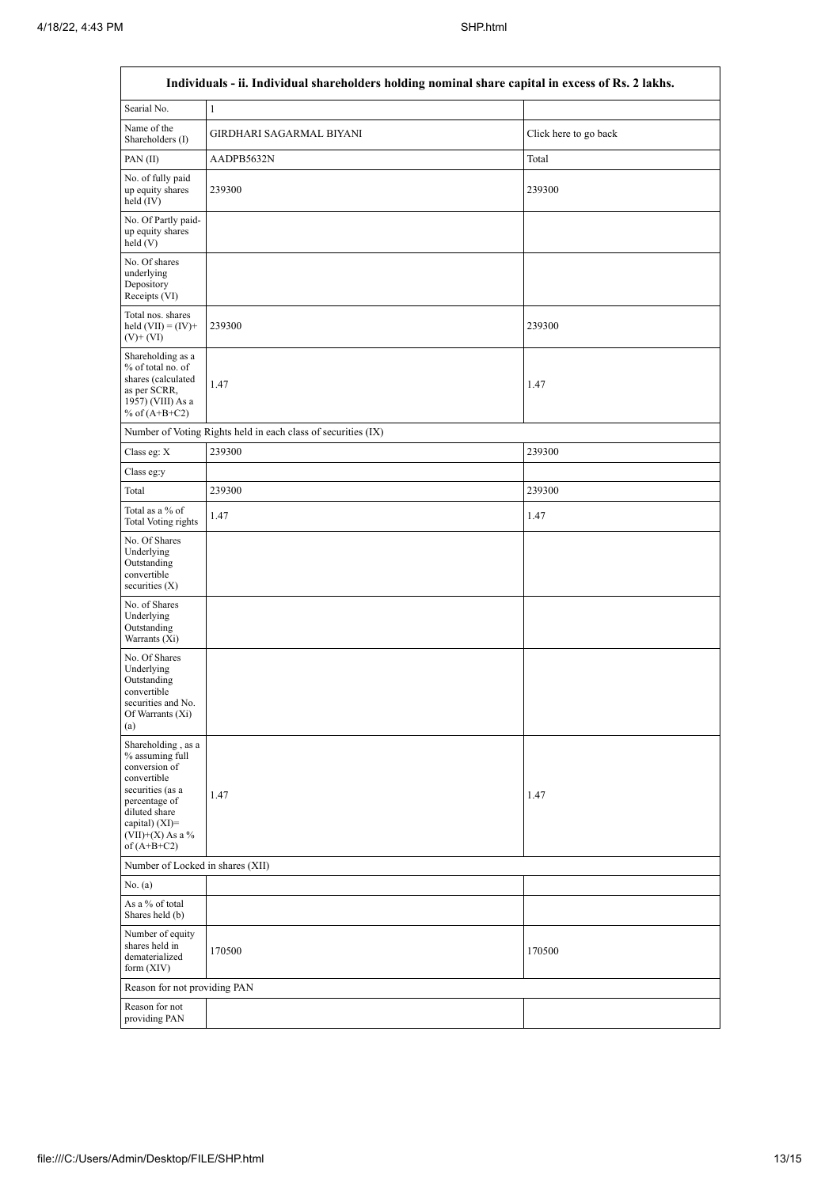| Individuals - ii. Individual shareholders holding nominal share capital in excess of Rs. 2 lakhs. | | |
|---|---|---|
| Searial No. | 1 | |
| Name of the Shareholders (I) | GIRDHARI SAGARMAL BIYANI | Click here to go back |
| PAN (II) | AADPB5632N | Total |
| No. of fully paid up equity shares held (IV) | 239300 | 239300 |
| No. Of Partly paid-up equity shares held (V) | | |
| No. Of shares underlying Depository Receipts (VI) | | |
| Total nos. shares held (VII) = (IV)+ (V)+ (VI) | 239300 | 239300 |
| Shareholding as a % of total no. of shares (calculated as per SCRR, 1957) (VIII) As a % of (A+B+C2) | 1.47 | 1.47 |
| Number of Voting Rights held in each class of securities (IX) | | |
| Class eg: X | 239300 | 239300 |
| Class eg:y | | |
| Total | 239300 | 239300 |
| Total as a % of Total Voting rights | 1.47 | 1.47 |
| No. Of Shares Underlying Outstanding convertible securities (X) | | |
| No. of Shares Underlying Outstanding Warrants (Xi) | | |
| No. Of Shares Underlying Outstanding convertible securities and No. Of Warrants (Xi) (a) | | |
| Shareholding , as a % assuming full conversion of convertible securities (as a percentage of diluted share capital) (XI)= (VII)+(X) As a % of (A+B+C2) | 1.47 | 1.47 |
| Number of Locked in shares (XII) | | |
| No. (a) | | |
| As a % of total Shares held (b) | | |
| Number of equity shares held in dematerialized form (XIV) | 170500 | 170500 |
| Reason for not providing PAN | | |
| Reason for not providing PAN | | |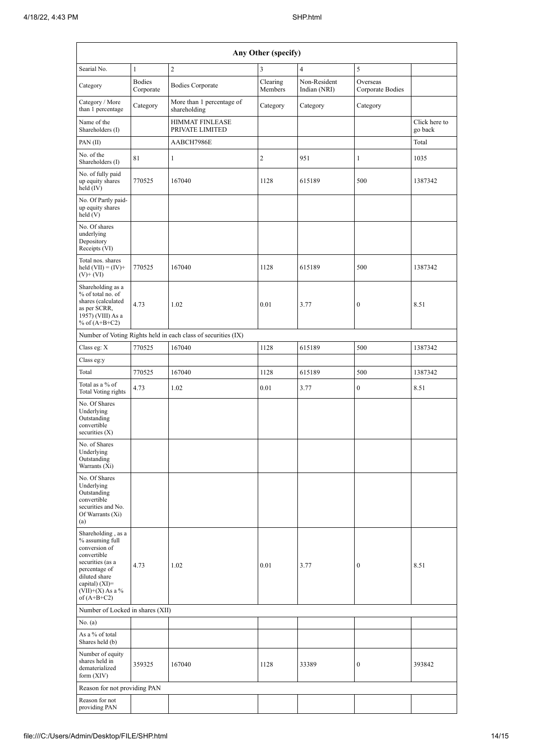| Any Other (specify) | | | | | | |
|---|---|---|---|---|---|---|
| Searial No. | 1 | 2 | 3 | 4 | 5 | |
| Category | Bodies Corporate | Bodies Corporate | Clearing Members | Non-Resident Indian (NRI) | Overseas Corporate Bodies | |
| Category / More than 1 percentage | Category | More than 1 percentage of shareholding | Category | Category | Category | |
| Name of the Shareholders (I) | | HIMMAT FINLEASE PRIVATE LIMITED | | | | Click here to go back |
| PAN (II) | | AABCH7986E | | | | Total |
| No. of the Shareholders (I) | 81 | 1 | 2 | 951 | 1 | 1035 |
| No. of fully paid up equity shares held (IV) | 770525 | 167040 | 1128 | 615189 | 500 | 1387342 |
| No. Of Partly paid-up equity shares held (V) | | | | | | |
| No. Of shares underlying Depository Receipts (VI) | | | | | | |
| Total nos. shares held (VII) = (IV)+ (V)+ (VI) | 770525 | 167040 | 1128 | 615189 | 500 | 1387342 |
| Shareholding as a % of total no. of shares (calculated as per SCRR, 1957) (VIII) As a % of (A+B+C2) | 4.73 | 1.02 | 0.01 | 3.77 | 0 | 8.51 |
| Number of Voting Rights held in each class of securities (IX) | | | | | | |
| Class eg: X | 770525 | 167040 | 1128 | 615189 | 500 | 1387342 |
| Class eg:y | | | | | | |
| Total | 770525 | 167040 | 1128 | 615189 | 500 | 1387342 |
| Total as a % of Total Voting rights | 4.73 | 1.02 | 0.01 | 3.77 | 0 | 8.51 |
| No. Of Shares Underlying Outstanding convertible securities (X) | | | | | | |
| No. of Shares Underlying Outstanding Warrants (Xi) | | | | | | |
| No. Of Shares Underlying Outstanding convertible securities and No. Of Warrants (Xi) (a) | | | | | | |
| Shareholding , as a % assuming full conversion of convertible securities (as a percentage of diluted share capital) (XI)= (VII)+(X) As a % of (A+B+C2) | 4.73 | 1.02 | 0.01 | 3.77 | 0 | 8.51 |
| Number of Locked in shares (XII) | | | | | | |
| No. (a) | | | | | | |
| As a % of total Shares held (b) | | | | | | |
| Number of equity shares held in dematerialized form (XIV) | 359325 | 167040 | 1128 | 33389 | 0 | 393842 |
| Reason for not providing PAN | | | | | | |
| Reason for not providing PAN | | | | | | |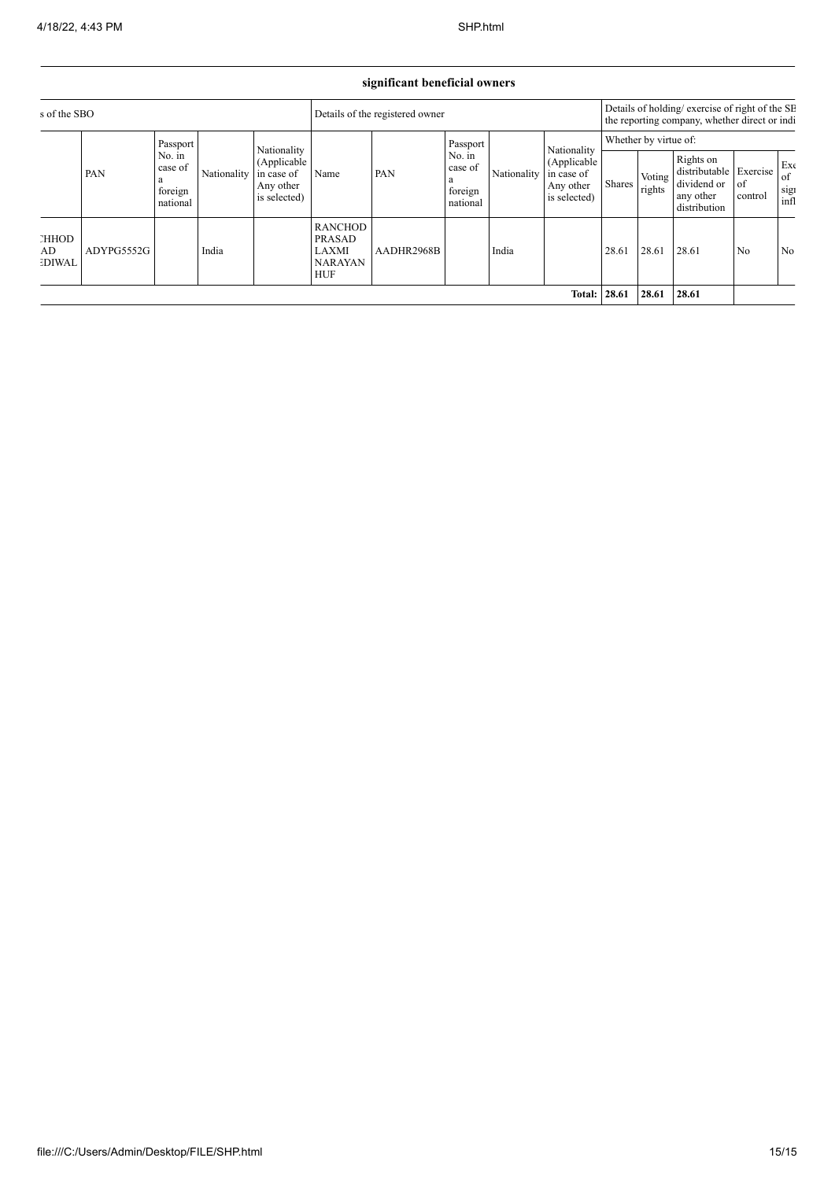## significant beneficial owners

| s of the SBO | | | | | Details of the registered owner | | | | | Details of holding/ exercise of right of the SE the reporting company, whether direct or indi | | | | |
|---|---|---|---|---|---|---|---|---|---|---|---|---|---|---|
| | | | | | | | | | | Whether by virtue of: | | | | |
| | PAN | Passport No. in case of a foreign national | Nationality | Nationality (Applicable in case of Any other is selected) | Name | PAN | Passport No. in case of a foreign national | Nationality | Nationality (Applicable in case of Any other is selected) | Shares | Voting rights | Rights on distributable dividend or any other distribution | Exercise of control | Exe of sigi infl |
| :HHOD AD :DIWAL | ADYPG5552G | | India | | RANCHOD PRASAD LAXMI NARAYAN HUF | AADHR2968B | | India | | 28.61 | 28.61 | 28.61 | No | No |
| | | | | | | | | | **Total:** | **28.61** | **28.61** | **28.61** | | |